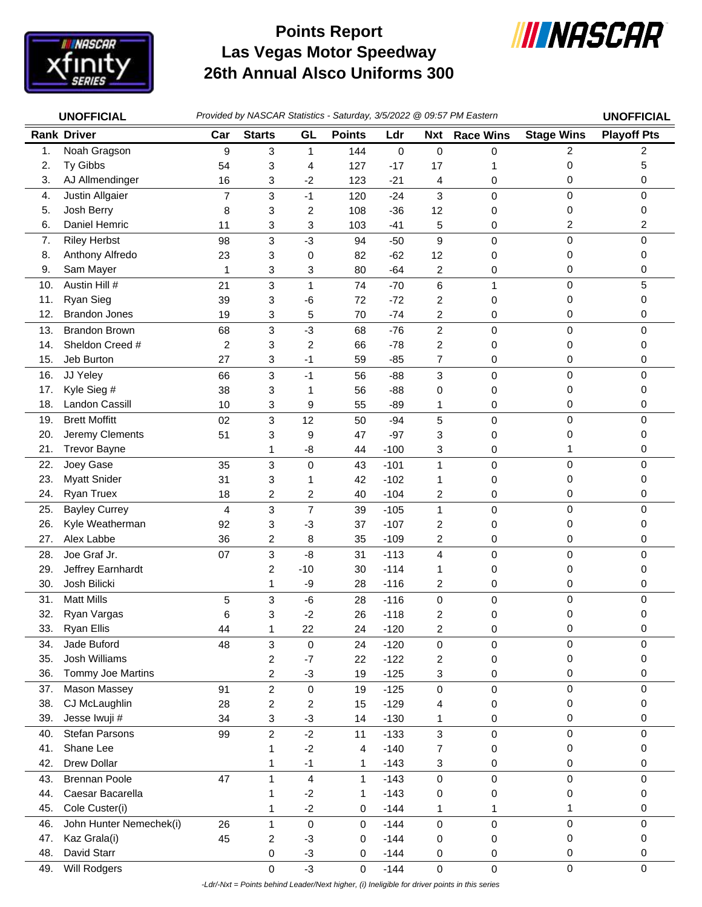# Points Report
# Las Vegas Motor Speedway
# 26th Annual Alsco Uniforms 300

**UNOFFICIAL** *Provided by NASCAR Statistics - Saturday, 3/5/2022 @ 09:57 PM Eastern* **UNOFFICIAL**

| Rank | Driver | Car | Starts | GL | Points | Ldr | Nxt | Race Wins | Stage Wins | Playoff Pts |
|---|---|---|---|---|---|---|---|---|---|---|
| 1. | Noah Gragson | 9 | 3 | 1 | 144 | 0 | 0 | 0 | 2 | 2 |
| 2. | Ty Gibbs | 54 | 3 | 4 | 127 | -17 | 17 | 1 | 0 | 5 |
| 3. | AJ Allmendinger | 16 | 3 | -2 | 123 | -21 | 4 | 0 | 0 | 0 |
| 4. | Justin Allgaier | 7 | 3 | -1 | 120 | -24 | 3 | 0 | 0 | 0 |
| 5. | Josh Berry | 8 | 3 | 2 | 108 | -36 | 12 | 0 | 0 | 0 |
| 6. | Daniel Hemric | 11 | 3 | 3 | 103 | -41 | 5 | 0 | 2 | 2 |
| 7. | Riley Herbst | 98 | 3 | -3 | 94 | -50 | 9 | 0 | 0 | 0 |
| 8. | Anthony Alfredo | 23 | 3 | 0 | 82 | -62 | 12 | 0 | 0 | 0 |
| 9. | Sam Mayer | 1 | 3 | 3 | 80 | -64 | 2 | 0 | 0 | 0 |
| 10. | Austin Hill # | 21 | 3 | 1 | 74 | -70 | 6 | 1 | 0 | 5 |
| 11. | Ryan Sieg | 39 | 3 | -6 | 72 | -72 | 2 | 0 | 0 | 0 |
| 12. | Brandon Jones | 19 | 3 | 5 | 70 | -74 | 2 | 0 | 0 | 0 |
| 13. | Brandon Brown | 68 | 3 | -3 | 68 | -76 | 2 | 0 | 0 | 0 |
| 14. | Sheldon Creed # | 2 | 3 | 2 | 66 | -78 | 2 | 0 | 0 | 0 |
| 15. | Jeb Burton | 27 | 3 | -1 | 59 | -85 | 7 | 0 | 0 | 0 |
| 16. | JJ Yeley | 66 | 3 | -1 | 56 | -88 | 3 | 0 | 0 | 0 |
| 17. | Kyle Sieg # | 38 | 3 | 1 | 56 | -88 | 0 | 0 | 0 | 0 |
| 18. | Landon Cassill | 10 | 3 | 9 | 55 | -89 | 1 | 0 | 0 | 0 |
| 19. | Brett Moffitt | 02 | 3 | 12 | 50 | -94 | 5 | 0 | 0 | 0 |
| 20. | Jeremy Clements | 51 | 3 | 9 | 47 | -97 | 3 | 0 | 0 | 0 |
| 21. | Trevor Bayne | | 1 | -8 | 44 | -100 | 3 | 0 | 1 | 0 |
| 22. | Joey Gase | 35 | 3 | 0 | 43 | -101 | 1 | 0 | 0 | 0 |
| 23. | Myatt Snider | 31 | 3 | 1 | 42 | -102 | 1 | 0 | 0 | 0 |
| 24. | Ryan Truex | 18 | 2 | 2 | 40 | -104 | 2 | 0 | 0 | 0 |
| 25. | Bayley Currey | 4 | 3 | 7 | 39 | -105 | 1 | 0 | 0 | 0 |
| 26. | Kyle Weatherman | 92 | 3 | -3 | 37 | -107 | 2 | 0 | 0 | 0 |
| 27. | Alex Labbe | 36 | 2 | 8 | 35 | -109 | 2 | 0 | 0 | 0 |
| 28. | Joe Graf Jr. | 07 | 3 | -8 | 31 | -113 | 4 | 0 | 0 | 0 |
| 29. | Jeffrey Earnhardt | | 2 | -10 | 30 | -114 | 1 | 0 | 0 | 0 |
| 30. | Josh Bilicki | | 1 | -9 | 28 | -116 | 2 | 0 | 0 | 0 |
| 31. | Matt Mills | 5 | 3 | -6 | 28 | -116 | 0 | 0 | 0 | 0 |
| 32. | Ryan Vargas | 6 | 3 | -2 | 26 | -118 | 2 | 0 | 0 | 0 |
| 33. | Ryan Ellis | 44 | 1 | 22 | 24 | -120 | 2 | 0 | 0 | 0 |
| 34. | Jade Buford | 48 | 3 | 0 | 24 | -120 | 0 | 0 | 0 | 0 |
| 35. | Josh Williams | | 2 | -7 | 22 | -122 | 2 | 0 | 0 | 0 |
| 36. | Tommy Joe Martins | | 2 | -3 | 19 | -125 | 3 | 0 | 0 | 0 |
| 37. | Mason Massey | 91 | 2 | 0 | 19 | -125 | 0 | 0 | 0 | 0 |
| 38. | CJ McLaughlin | 28 | 2 | 2 | 15 | -129 | 4 | 0 | 0 | 0 |
| 39. | Jesse Iwuji # | 34 | 3 | -3 | 14 | -130 | 1 | 0 | 0 | 0 |
| 40. | Stefan Parsons | 99 | 2 | -2 | 11 | -133 | 3 | 0 | 0 | 0 |
| 41. | Shane Lee | | 1 | -2 | 4 | -140 | 7 | 0 | 0 | 0 |
| 42. | Drew Dollar | | 1 | -1 | 1 | -143 | 3 | 0 | 0 | 0 |
| 43. | Brennan Poole | 47 | 1 | 4 | 1 | -143 | 0 | 0 | 0 | 0 |
| 44. | Caesar Bacarella | | 1 | -2 | 1 | -143 | 0 | 0 | 0 | 0 |
| 45. | Cole Custer(i) | | 1 | -2 | 0 | -144 | 1 | 1 | 1 | 0 |
| 46. | John Hunter Nemechek(i) | 26 | 1 | 0 | 0 | -144 | 0 | 0 | 0 | 0 |
| 47. | Kaz Grala(i) | 45 | 2 | -3 | 0 | -144 | 0 | 0 | 0 | 0 |
| 48. | David Starr | | 0 | -3 | 0 | -144 | 0 | 0 | 0 | 0 |
| 49. | Will Rodgers | | 0 | -3 | 0 | -144 | 0 | 0 | 0 | 0 |

*-Ldr/-Nxt = Points behind Leader/Next higher, (i) Ineligible for driver points in this series*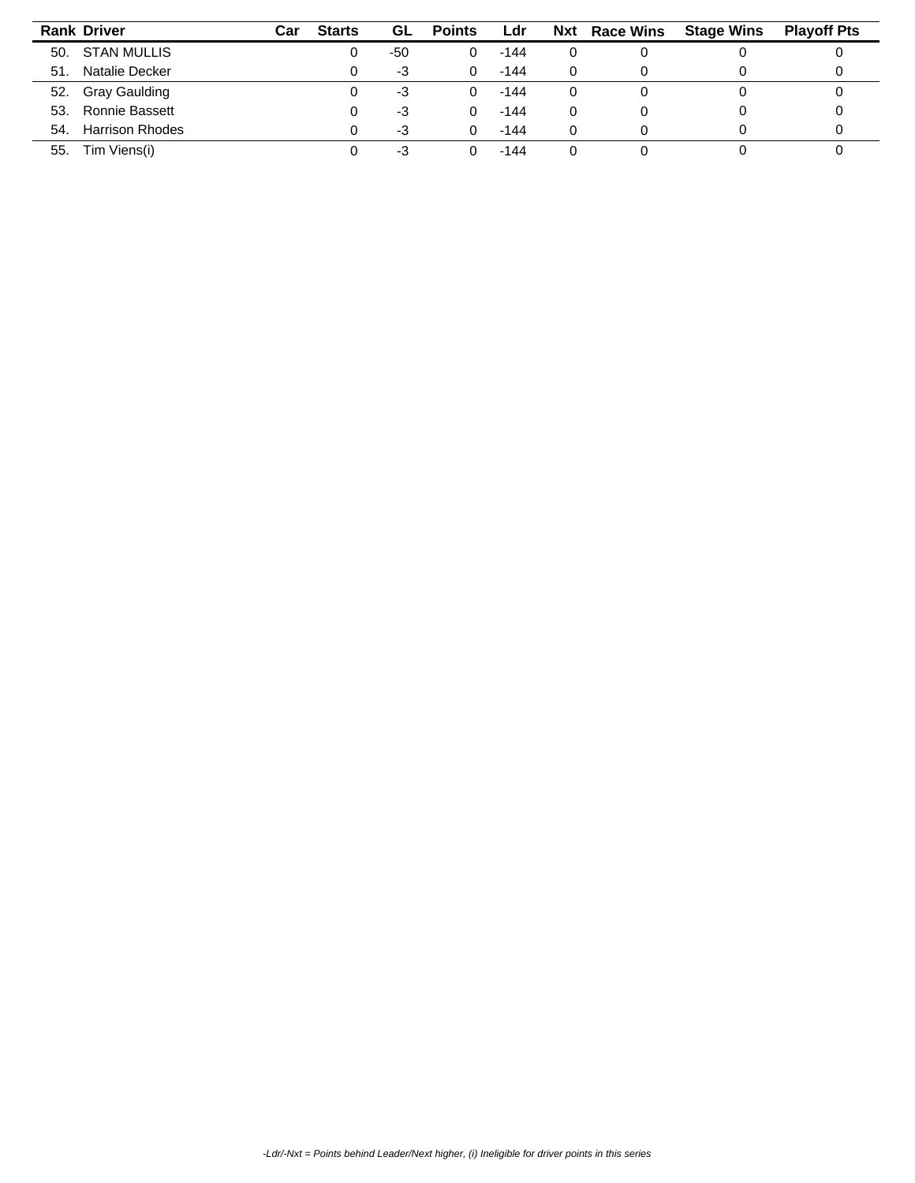| Rank | Driver | Car | Starts | GL | Points | Ldr | Nxt | Race Wins | Stage Wins | Playoff Pts |
|---|---|---|---|---|---|---|---|---|---|---|
| 50. | STAN MULLIS | | 0 | -50 | 0 | -144 | 0 | 0 | 0 | 0 |
| 51. | Natalie Decker | | 0 | -3 | 0 | -144 | 0 | 0 | 0 | 0 |
| 52. | Gray Gaulding | | 0 | -3 | 0 | -144 | 0 | 0 | 0 | 0 |
| 53. | Ronnie Bassett | | 0 | -3 | 0 | -144 | 0 | 0 | 0 | 0 |
| 54. | Harrison Rhodes | | 0 | -3 | 0 | -144 | 0 | 0 | 0 | 0 |
| 55. | Tim Viens(i) | | 0 | -3 | 0 | -144 | 0 | 0 | 0 | 0 |

*-Ldr/-Nxt = Points behind Leader/Next higher, (i) Ineligible for driver points in this series*